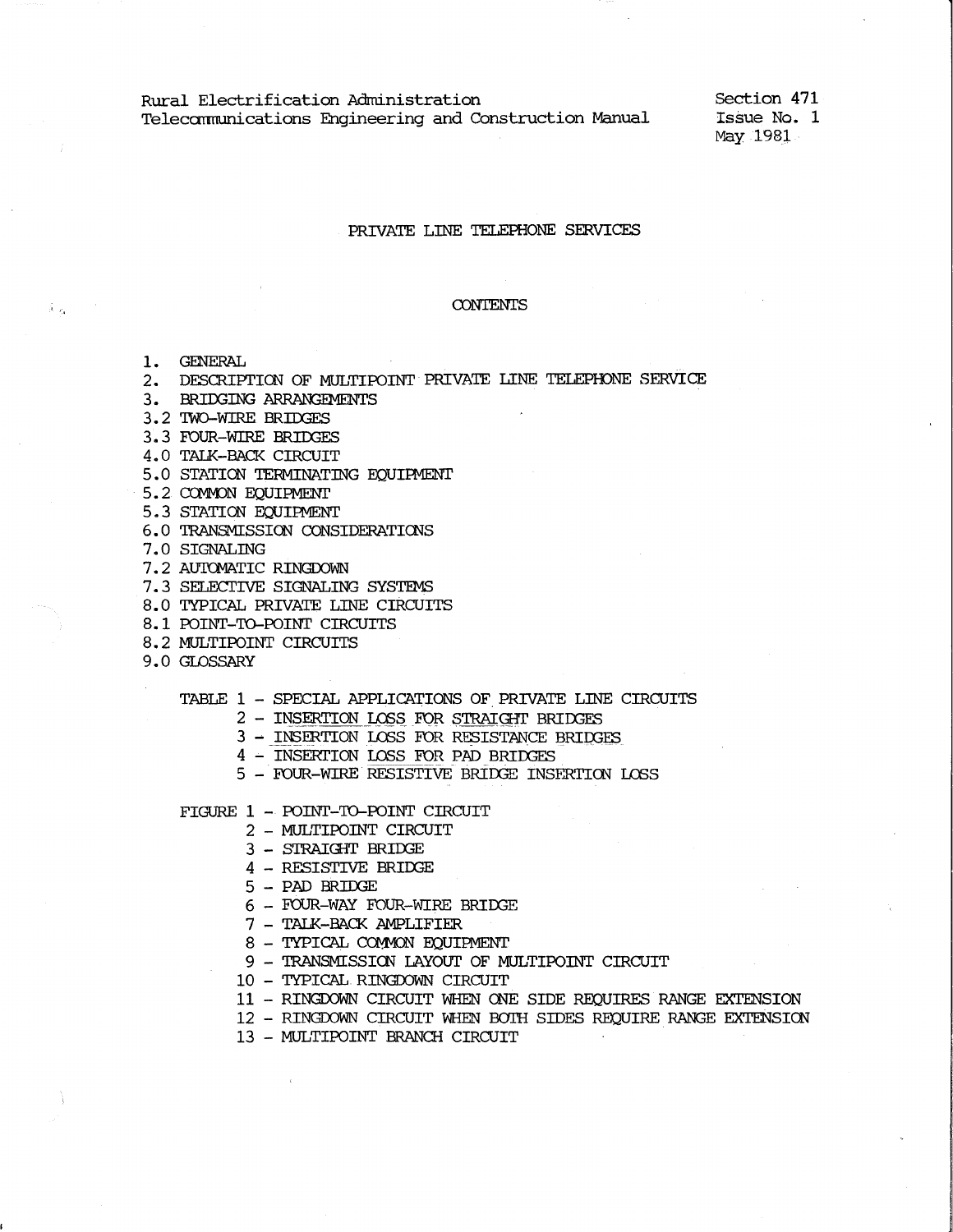Rural Electrification Administration
Telecommunications Engineering and Construction Manual

Section 471
Issue No. 1
May 1981

# PRIVATE LINE TELEPHONE SERVICES

## CONTENTS

1. GENERAL
2. DESCRIPTION OF MULTIPOINT PRIVATE LINE TELEPHONE SERVICE
3. BRIDGING ARRANGEMENTS

3.2 TWO-WIRE BRIDGES
3.3 FOUR-WIRE BRIDGES
4.0 TALK-BACK CIRCUIT
5.0 STATION TERMINATING EQUIPMENT
5.2 COMMON EQUIPMENT
5.3 STATION EQUIPMENT
6.0 TRANSMISSION CONSIDERATIONS
7.0 SIGNALING
7.2 AUTOMATIC RINGDOWN
7.3 SELECTIVE SIGNALING SYSTEMS
8.0 TYPICAL PRIVATE LINE CIRCUITS
8.1 POINT-TO-POINT CIRCUITS
8.2 MULTIPOINT CIRCUITS
9.0 GLOSSARY

TABLE 1 - SPECIAL APPLICATIONS OF PRIVATE LINE CIRCUITS
2 - INSERTION LOSS FOR STRAIGHT BRIDGES
3 - INSERTION LOSS FOR RESISTANCE BRIDGES
4 - INSERTION LOSS FOR PAD BRIDGES
5 - FOUR-WIRE RESISTIVE BRIDGE INSERTION LOSS

FIGURE 1 - POINT-TO-POINT CIRCUIT
2 - MULTIPOINT CIRCUIT
3 - STRAIGHT BRIDGE
4 - RESISTIVE BRIDGE
5 - PAD BRIDGE
6 - FOUR-WAY FOUR-WIRE BRIDGE
7 - TALK-BACK AMPLIFIER
8 - TYPICAL COMMON EQUIPMENT
9 - TRANSMISSION LAYOUT OF MULTIPOINT CIRCUIT
10 - TYPICAL RINGDOWN CIRCUIT
11 - RINGDOWN CIRCUIT WHEN ONE SIDE REQUIRES RANGE EXTENSION
12 - RINGDOWN CIRCUIT WHEN BOTH SIDES REQUIRE RANGE EXTENSION
13 - MULTIPOINT BRANCH CIRCUIT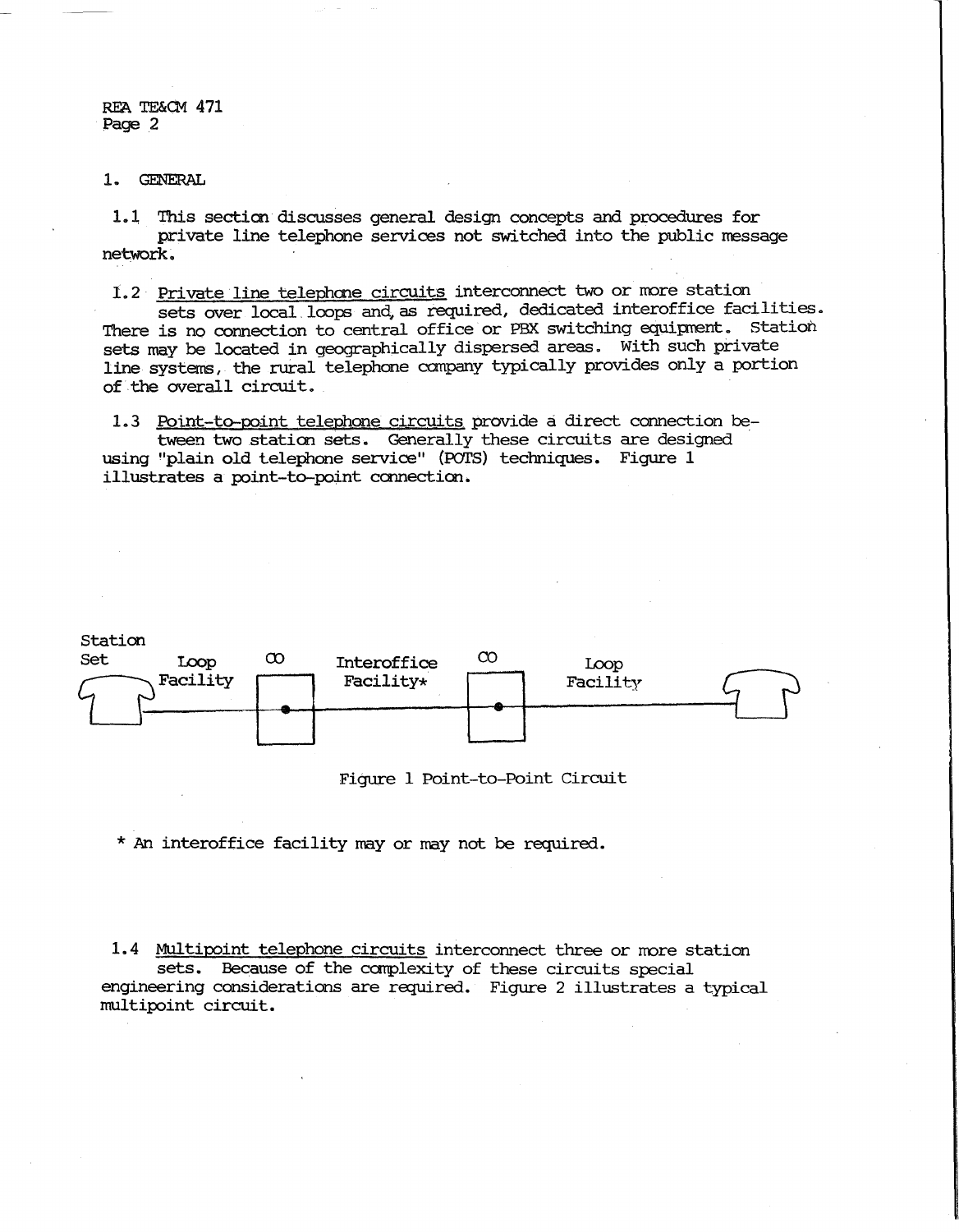## 1. GENERAL

1.1 This section discusses general design concepts and procedures for private line telephone services not switched into the public message network.

1.2 Private line telephone circuits interconnect two or more station sets over local loops and, as required, dedicated interoffice facilities. There is no connection to central office or PBX switching equipment. Station sets may be located in geographically dispersed areas. With such private line systems, the rural telephone company typically provides only a portion of the overall circuit.

1.3 Point-to-point telephone circuits provide a direct connection between two station sets. Generally these circuits are designed using "plain old telephone service" (POTS) techniques. Figure 1 illustrates a point-to-point connection.

Station Set — Loop Facility — CO — Interoffice Facility* — CO — Loop Facility

Figure 1 Point-to-Point Circuit

* An interoffice facility may or may not be required.

1.4 Multipoint telephone circuits interconnect three or more station sets. Because of the complexity of these circuits special engineering considerations are required. Figure 2 illustrates a typical multipoint circuit.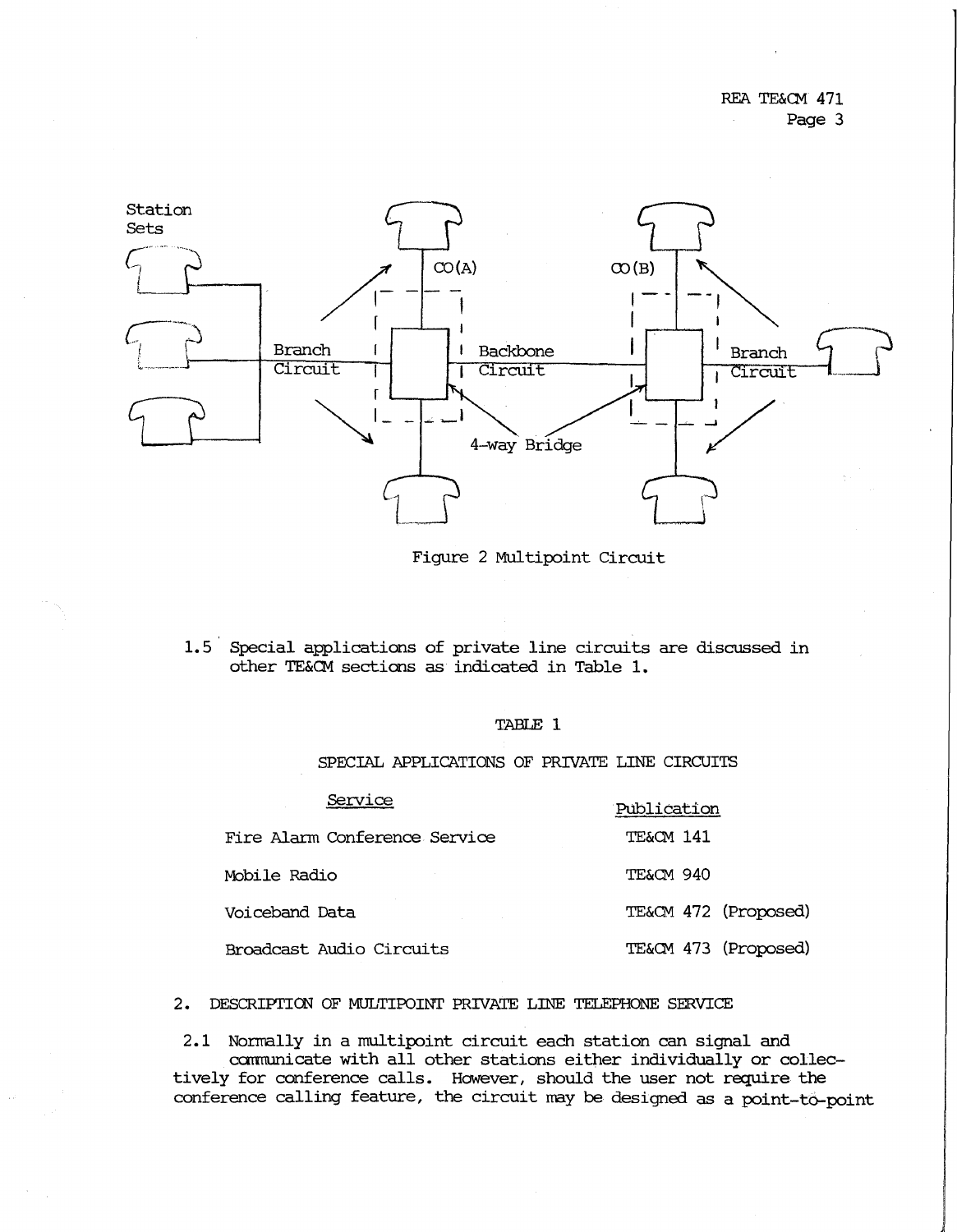Figure 2 Multipoint Circuit

1.5 Special applications of private line circuits are discussed in other TE&CM sections as indicated in Table 1.

TABLE 1

SPECIAL APPLICATIONS OF PRIVATE LINE CIRCUITS

| Service | Publication |
|---|---|
| Fire Alarm Conference Service | TE&CM 141 |
| Mobile Radio | TE&CM 940 |
| Voiceband Data | TE&CM 472 (Proposed) |
| Broadcast Audio Circuits | TE&CM 473 (Proposed) |

## 2. DESCRIPTION OF MULTIPOINT PRIVATE LINE TELEPHONE SERVICE

2.1 Normally in a multipoint circuit each station can signal and communicate with all other stations either individually or collectively for conference calls. However, should the user not require the conference calling feature, the circuit may be designed as a point-to-point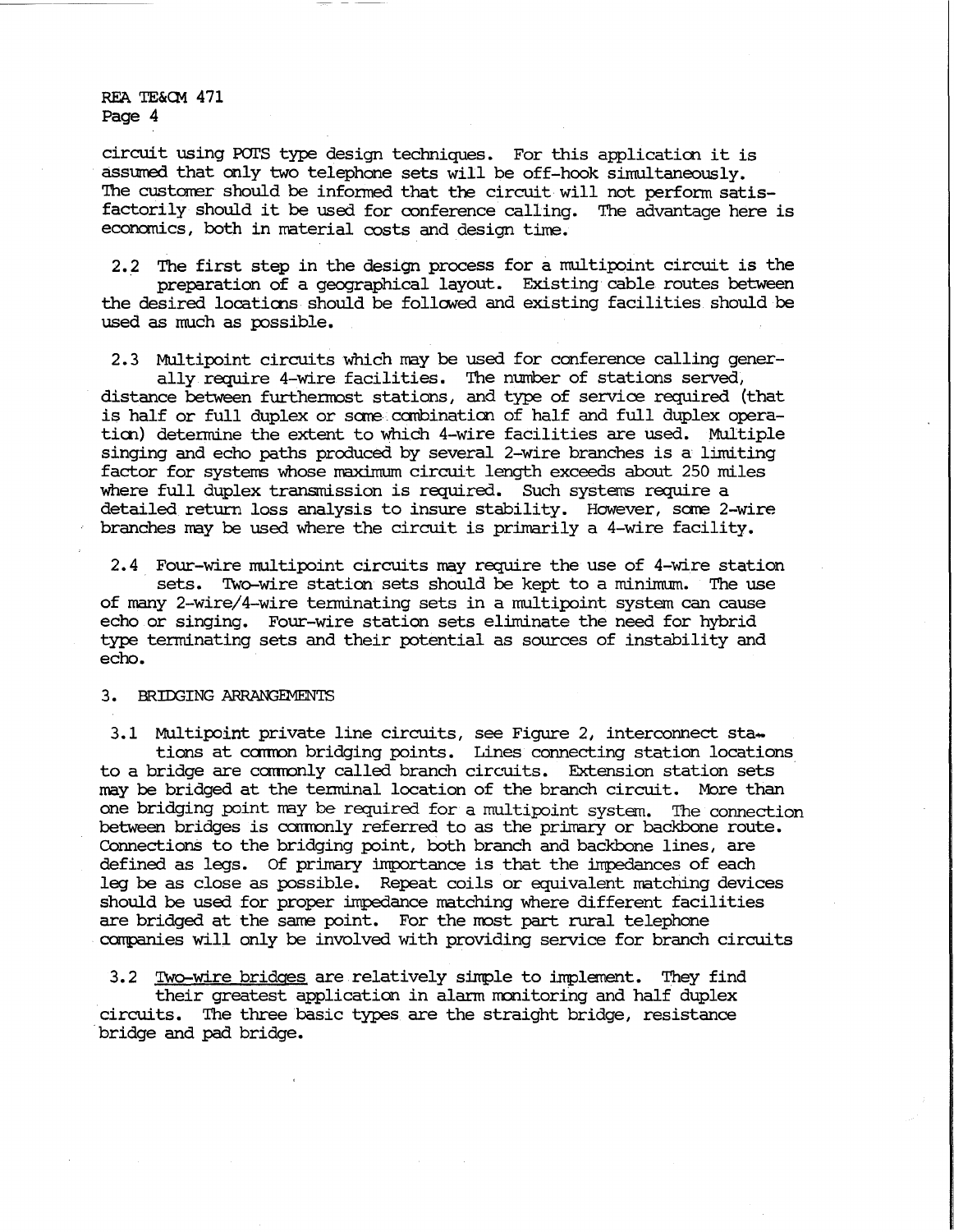circuit using POTS type design techniques. For this application it is assumed that only two telephone sets will be off-hook simultaneously. The customer should be informed that the circuit will not perform satisfactorily should it be used for conference calling. The advantage here is economics, both in material costs and design time.

2.2 The first step in the design process for a multipoint circuit is the preparation of a geographical layout. Existing cable routes between the desired locations should be followed and existing facilities should be used as much as possible.

2.3 Multipoint circuits which may be used for conference calling generally require 4-wire facilities. The number of stations served, distance between furthermost stations, and type of service required (that is half or full duplex or some combination of half and full duplex operation) determine the extent to which 4-wire facilities are used. Multiple singing and echo paths produced by several 2-wire branches is a limiting factor for systems whose maximum circuit length exceeds about 250 miles where full duplex transmission is required. Such systems require a detailed return loss analysis to insure stability. However, some 2-wire branches may be used where the circuit is primarily a 4-wire facility.

2.4 Four-wire multipoint circuits may require the use of 4-wire station sets. Two-wire station sets should be kept to a minimum. The use of many 2-wire/4-wire terminating sets in a multipoint system can cause echo or singing. Four-wire station sets eliminate the need for hybrid type terminating sets and their potential as sources of instability and echo.

## 3. BRIDGING ARRANGEMENTS

3.1 Multipoint private line circuits, see Figure 2, interconnect stations at common bridging points. Lines connecting station locations to a bridge are commonly called branch circuits. Extension station sets may be bridged at the terminal location of the branch circuit. More than one bridging point may be required for a multipoint system. The connection between bridges is commonly referred to as the primary or backbone route. Connections to the bridging point, both branch and backbone lines, are defined as legs. Of primary importance is that the impedances of each leg be as close as possible. Repeat coils or equivalent matching devices should be used for proper impedance matching where different facilities are bridged at the same point. For the most part rural telephone companies will only be involved with providing service for branch circuits

3.2 Two-wire bridges are relatively simple to implement. They find their greatest application in alarm monitoring and half duplex circuits. The three basic types are the straight bridge, resistance bridge and pad bridge.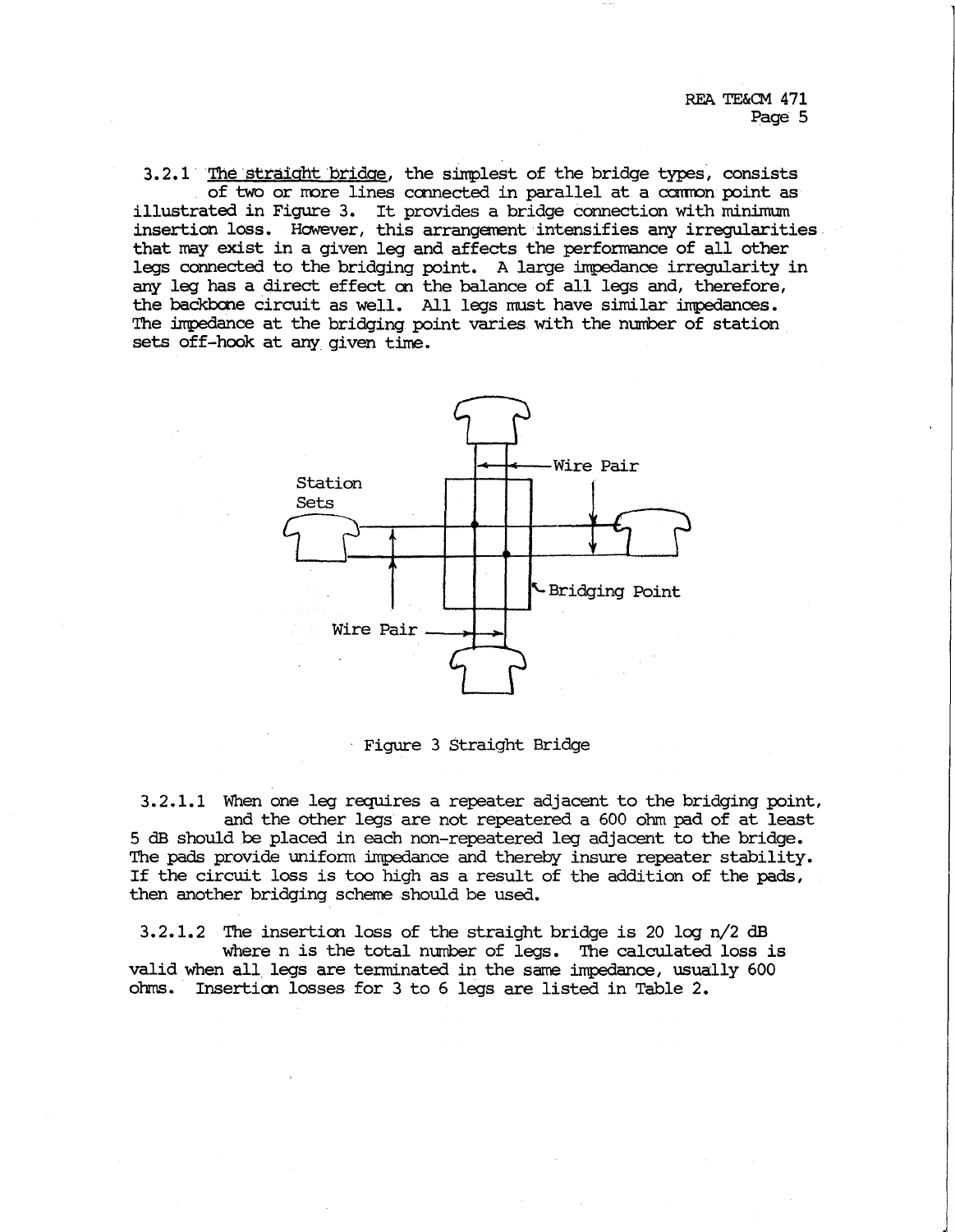3.2.1 The straight bridge, the simplest of the bridge types, consists of two or more lines connected in parallel at a common point as illustrated in Figure 3. It provides a bridge connection with minimum insertion loss. However, this arrangement intensifies any irregularities that may exist in a given leg and affects the performance of all other legs connected to the bridging point. A large impedance irregularity in any leg has a direct effect on the balance of all legs and, therefore, the backbone circuit as well. All legs must have similar impedances. The impedance at the bridging point varies with the number of station sets off-hook at any given time.

Figure 3 Straight Bridge

3.2.1.1 When one leg requires a repeater adjacent to the bridging point, and the other legs are not repeatered a 600 ohm pad of at least 5 dB should be placed in each non-repeatered leg adjacent to the bridge. The pads provide uniform impedance and thereby insure repeater stability. If the circuit loss is too high as a result of the addition of the pads, then another bridging scheme should be used.

3.2.1.2 The insertion loss of the straight bridge is $20 \log n/2$ dB where n is the total number of legs. The calculated loss is valid when all legs are terminated in the same impedance, usually 600 ohms. Insertion losses for 3 to 6 legs are listed in Table 2.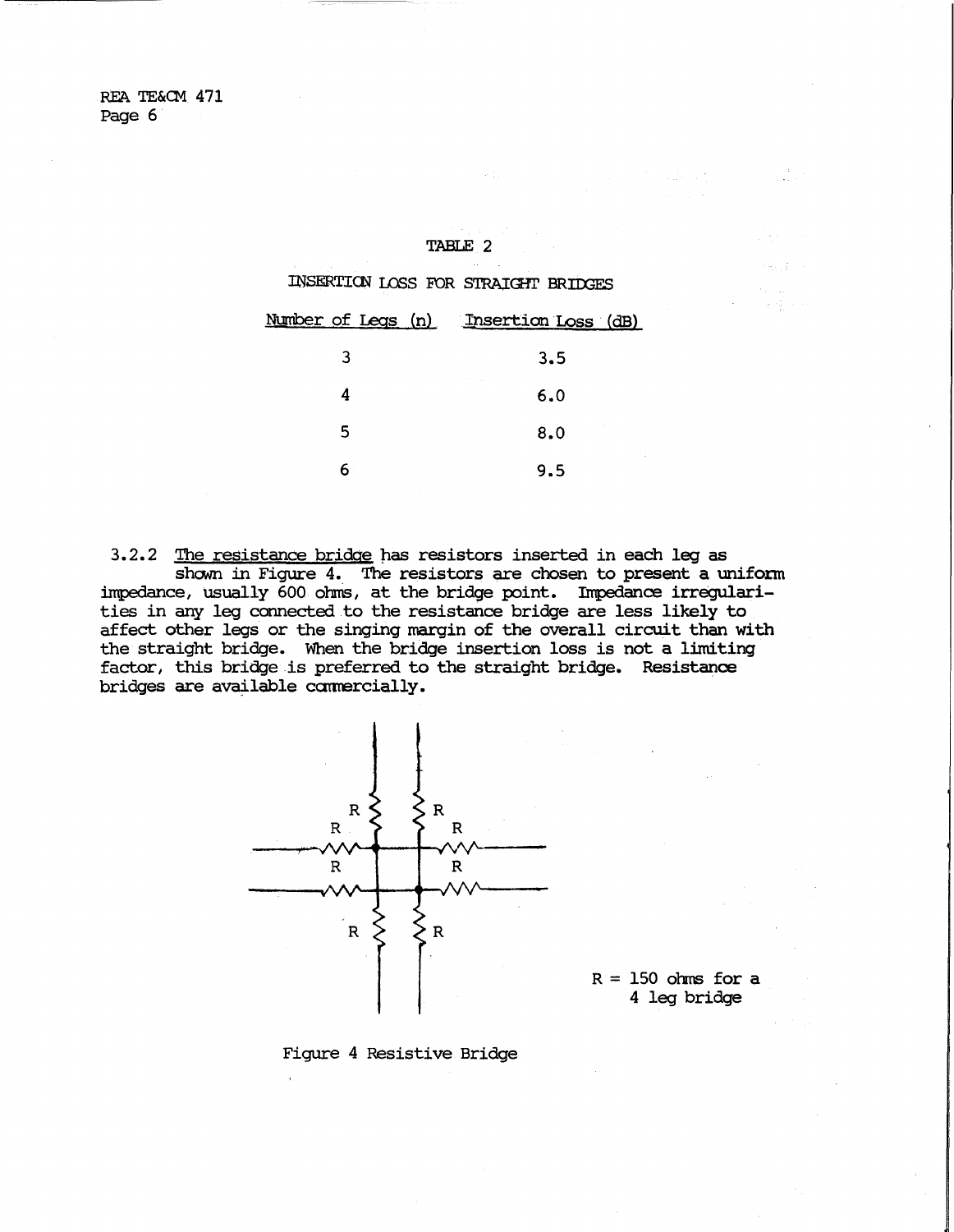TABLE 2

INSERTION LOSS FOR STRAIGHT BRIDGES

| Number of Legs (n) | Insertion Loss (dB) |
|---|---|
| 3 | 3.5 |
| 4 | 6.0 |
| 5 | 8.0 |
| 6 | 9.5 |

3.2.2 The resistance bridge has resistors inserted in each leg as shown in Figure 4. The resistors are chosen to present a uniform impedance, usually 600 ohms, at the bridge point. Impedance irregularities in any leg connected to the resistance bridge are less likely to affect other legs or the singing margin of the overall circuit than with the straight bridge. When the bridge insertion loss is not a limiting factor, this bridge is preferred to the straight bridge. Resistance bridges are available commercially.

R = 150 ohms for a 4 leg bridge

Figure 4 Resistive Bridge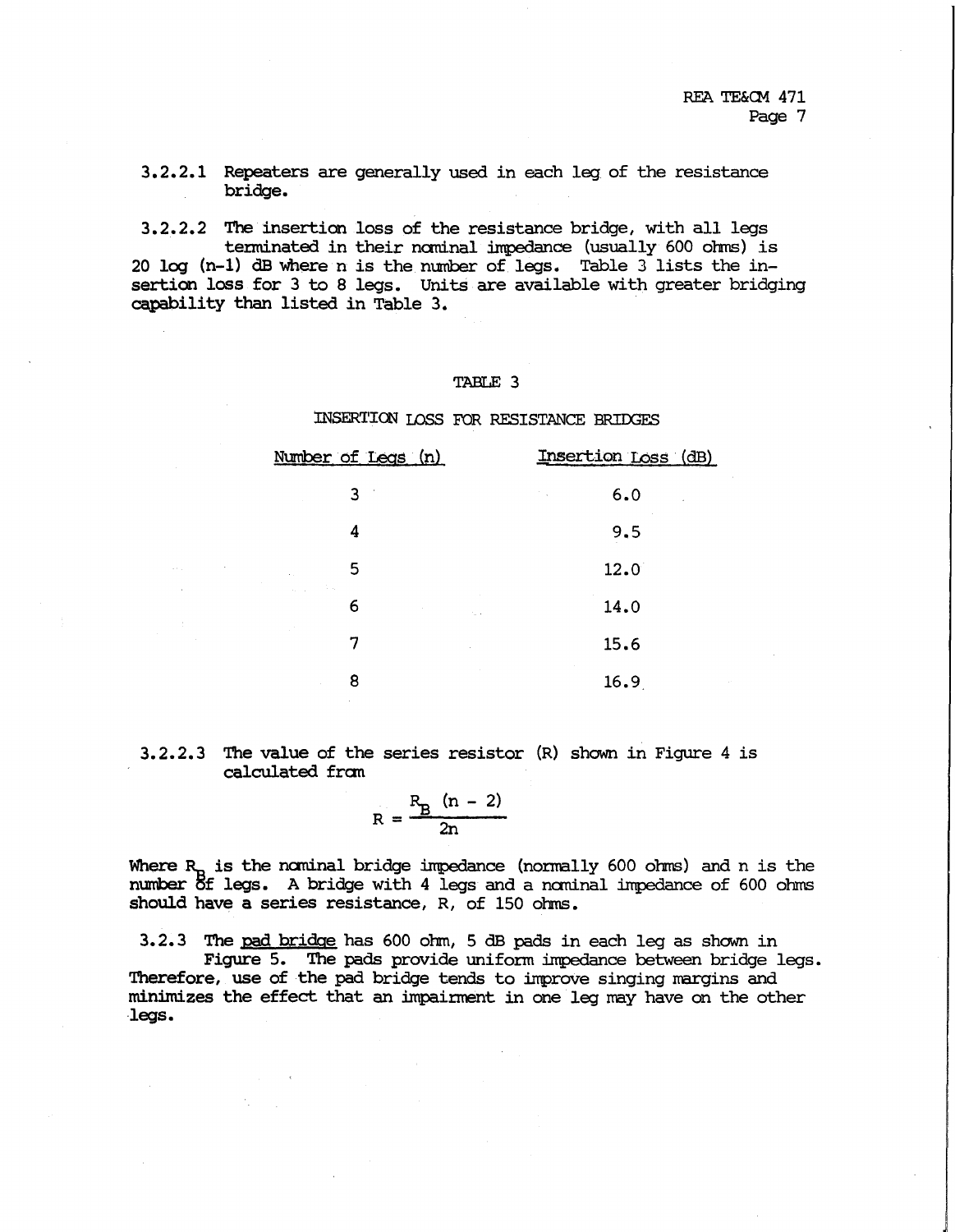3.2.2.1 Repeaters are generally used in each leg of the resistance bridge.

3.2.2.2 The insertion loss of the resistance bridge, with all legs terminated in their nominal impedance (usually 600 ohms) is $20 \log (n-1)$ dB where n is the number of legs. Table 3 lists the insertion loss for 3 to 8 legs. Units are available with greater bridging capability than listed in Table 3.

TABLE 3

INSERTION LOSS FOR RESISTANCE BRIDGES

| Number of Legs (n) | Insertion Loss (dB) |
|---|---|
| 3 | 6.0 |
| 4 | 9.5 |
| 5 | 12.0 |
| 6 | 14.0 |
| 7 | 15.6 |
| 8 | 16.9 |

3.2.2.3 The value of the series resistor (R) shown in Figure 4 is calculated from

$$R = \frac{R_B \, (n - 2)}{2n}$$

Where $R_B$ is the nominal bridge impedance (normally 600 ohms) and n is the number of legs. A bridge with 4 legs and a nominal impedance of 600 ohms should have a series resistance, R, of 150 ohms.

3.2.3 The pad bridge has 600 ohm, 5 dB pads in each leg as shown in Figure 5. The pads provide uniform impedance between bridge legs. Therefore, use of the pad bridge tends to improve singing margins and minimizes the effect that an impairment in one leg may have on the other legs.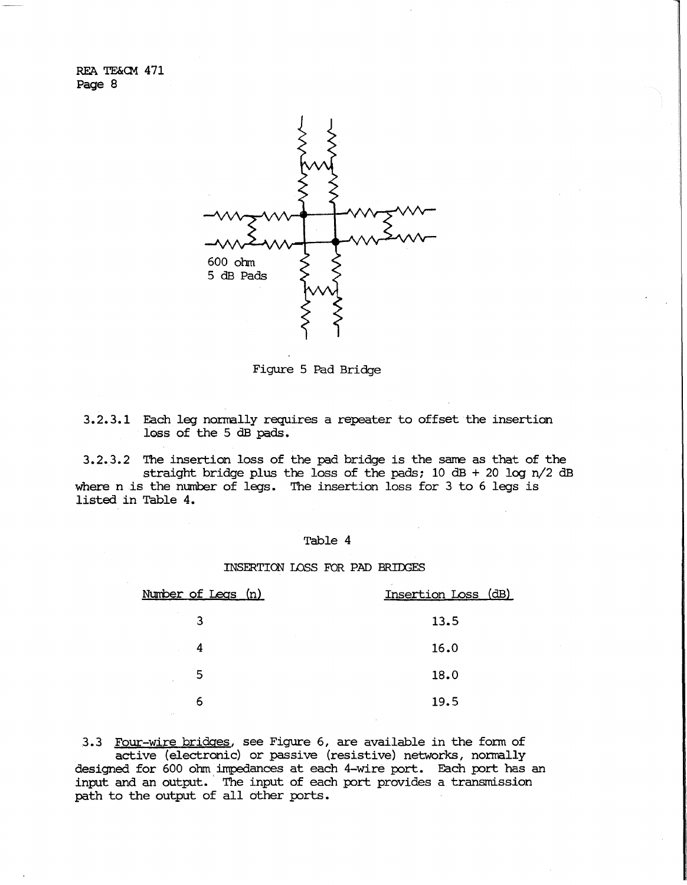600 ohm
5 dB Pads

Figure 5 Pad Bridge

3.2.3.1 Each leg normally requires a repeater to offset the insertion loss of the 5 dB pads.

3.2.3.2 The insertion loss of the pad bridge is the same as that of the straight bridge plus the loss of the pads; 10 dB + 20 log n/2 dB where n is the number of legs. The insertion loss for 3 to 6 legs is listed in Table 4.

Table 4

INSERTION LOSS FOR PAD BRIDGES

| Number of Legs (n) | Insertion Loss (dB) |
|---|---|
| 3 | 13.5 |
| 4 | 16.0 |
| 5 | 18.0 |
| 6 | 19.5 |

3.3 Four-wire bridges, see Figure 6, are available in the form of active (electronic) or passive (resistive) networks, normally designed for 600 ohm impedances at each 4-wire port. Each port has an input and an output. The input of each port provides a transmission path to the output of all other ports.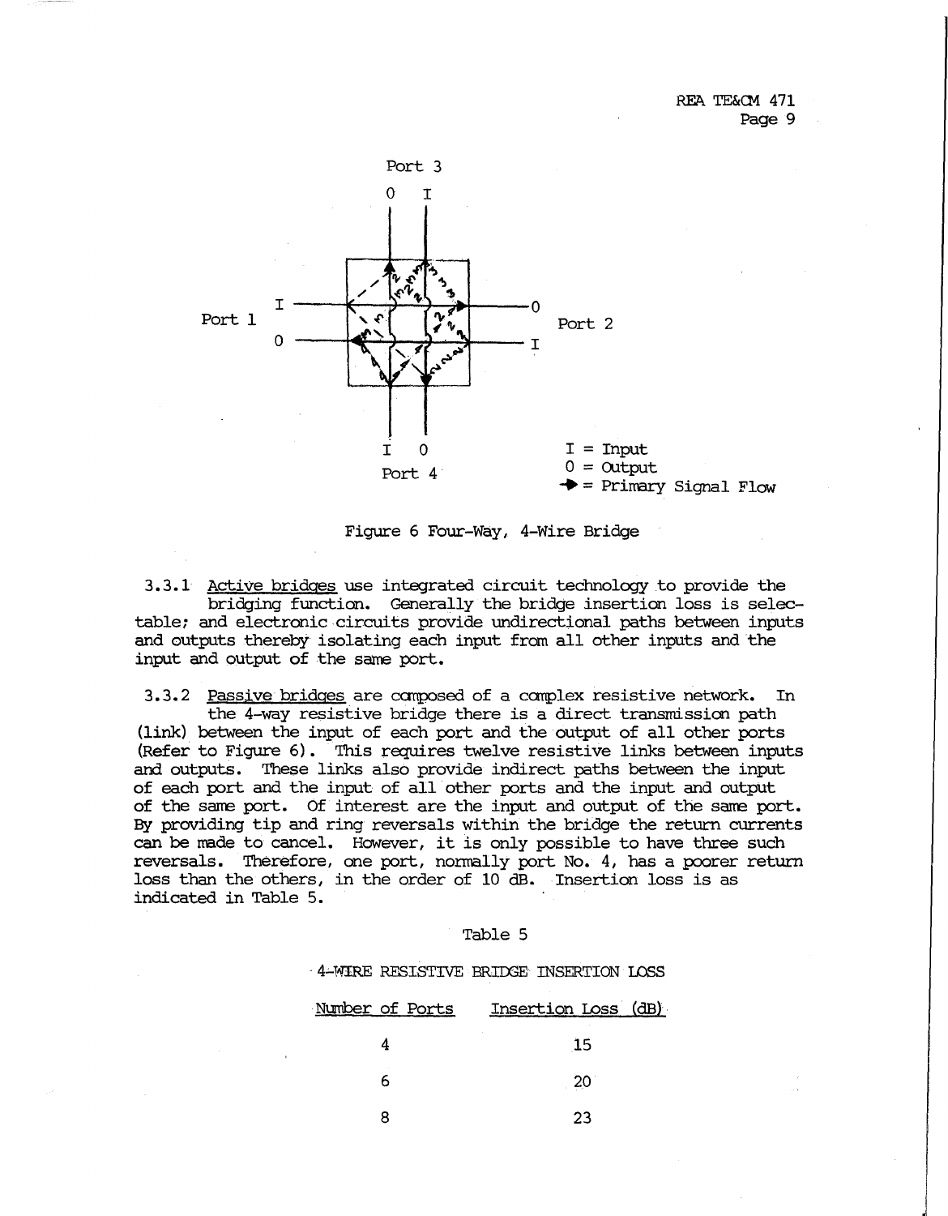Port 3

0 I

Port 1 I 0

Port 2 0 I

I 0

Port 4

I = Input
0 = Output
→ = Primary Signal Flow

Figure 6 Four-Way, 4-Wire Bridge

3.3.1 Active bridges use integrated circuit technology to provide the bridging function. Generally the bridge insertion loss is selectable; and electronic circuits provide undirectional paths between inputs and outputs thereby isolating each input from all other inputs and the input and output of the same port.

3.3.2 Passive bridges are composed of a complex resistive network. In the 4-way resistive bridge there is a direct transmission path (link) between the input of each port and the output of all other ports (Refer to Figure 6). This requires twelve resistive links between inputs and outputs. These links also provide indirect paths between the input of each port and the input of all other ports and the input and output of the same port. Of interest are the input and output of the same port. By providing tip and ring reversals within the bridge the return currents can be made to cancel. However, it is only possible to have three such reversals. Therefore, one port, normally port No. 4, has a poorer return loss than the others, in the order of 10 dB. Insertion loss is as indicated in Table 5.

Table 5

4-WIRE RESISTIVE BRIDGE INSERTION LOSS

| Number of Ports | Insertion Loss (dB) |
|---|---|
| 4 | 15 |
| 6 | 20 |
| 8 | 23 |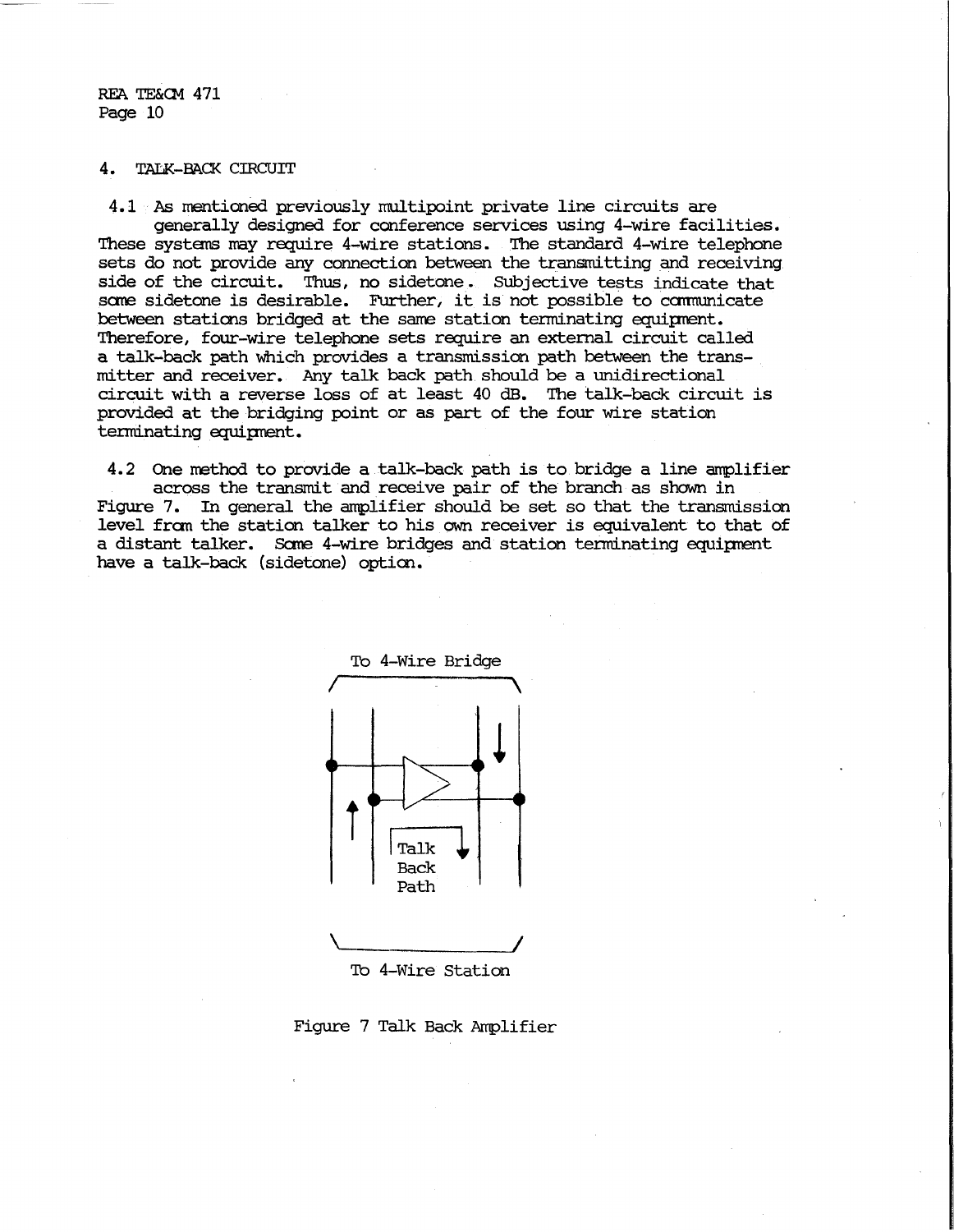## 4. TALK-BACK CIRCUIT

4.1 As mentioned previously multipoint private line circuits are generally designed for conference services using 4-wire facilities. These systems may require 4-wire stations. The standard 4-wire telephone sets do not provide any connection between the transmitting and receiving side of the circuit. Thus, no sidetone. Subjective tests indicate that some sidetone is desirable. Further, it is not possible to communicate between stations bridged at the same station terminating equipment. Therefore, four-wire telephone sets require an external circuit called a talk-back path which provides a transmission path between the transmitter and receiver. Any talk back path should be a unidirectional circuit with a reverse loss of at least 40 dB. The talk-back circuit is provided at the bridging point or as part of the four wire station terminating equipment.

4.2 One method to provide a talk-back path is to bridge a line amplifier across the transmit and receive pair of the branch as shown in Figure 7. In general the amplifier should be set so that the transmission level from the station talker to his own receiver is equivalent to that of a distant talker. Some 4-wire bridges and station terminating equipment have a talk-back (sidetone) option.

To 4-Wire Bridge

Talk Back Path

To 4-Wire Station

Figure 7 Talk Back Amplifier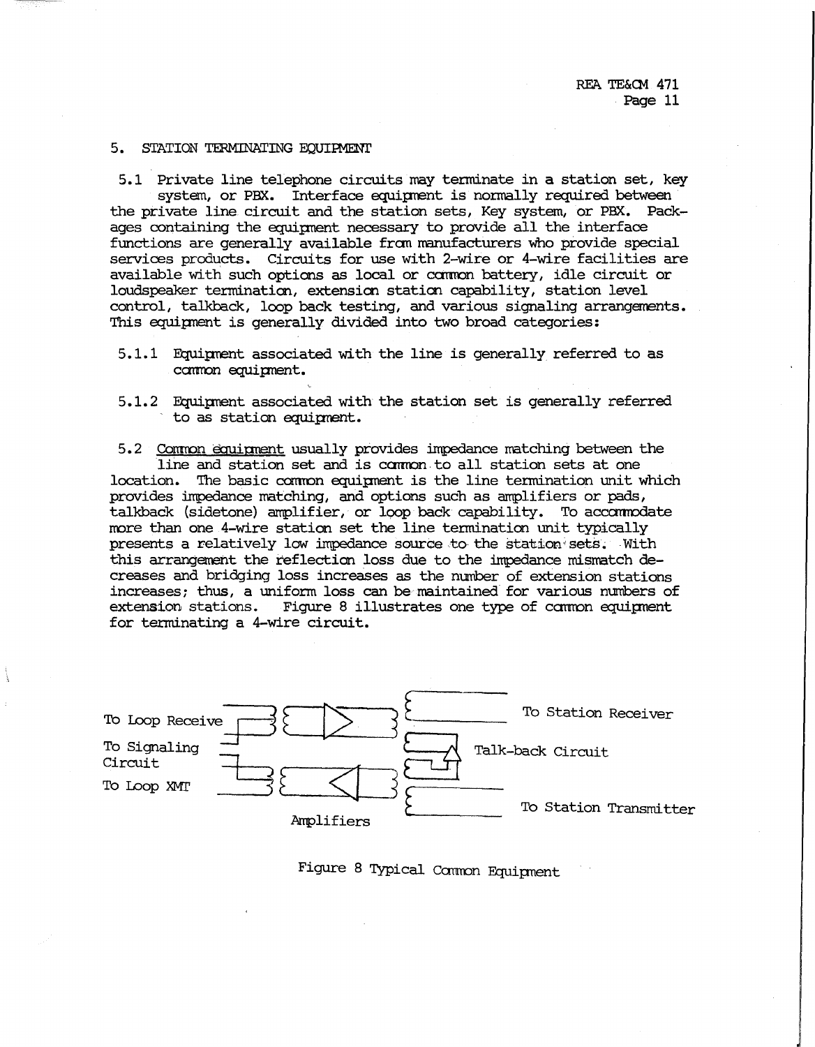## 5. STATION TERMINATING EQUIPMENT

5.1 Private line telephone circuits may terminate in a station set, key system, or PBX. Interface equipment is normally required between the private line circuit and the station sets, Key system, or PBX. Packages containing the equipment necessary to provide all the interface functions are generally available from manufacturers who provide special services products. Circuits for use with 2-wire or 4-wire facilities are available with such options as local or common battery, idle circuit or loudspeaker termination, extension station capability, station level control, talkback, loop back testing, and various signaling arrangements. This equipment is generally divided into two broad categories:

5.1.1 Equipment associated with the line is generally referred to as common equipment.

5.1.2 Equipment associated with the station set is generally referred to as station equipment.

5.2 Common equipment usually provides impedance matching between the line and station set and is common to all station sets at one location. The basic common equipment is the line termination unit which provides impedance matching, and options such as amplifiers or pads, talkback (sidetone) amplifier, or loop back capability. To accommodate more than one 4-wire station set the line termination unit typically presents a relatively low impedance source to the station sets. With this arrangement the reflection loss due to the impedance mismatch decreases and bridging loss increases as the number of extension stations increases; thus, a uniform loss can be maintained for various numbers of extension stations. Figure 8 illustrates one type of common equipment for terminating a 4-wire circuit.

To Loop Receive

To Signaling Circuit

To Loop XMT

Amplifiers

To Station Receiver

Talk-back Circuit

To Station Transmitter

Figure 8 Typical Common Equipment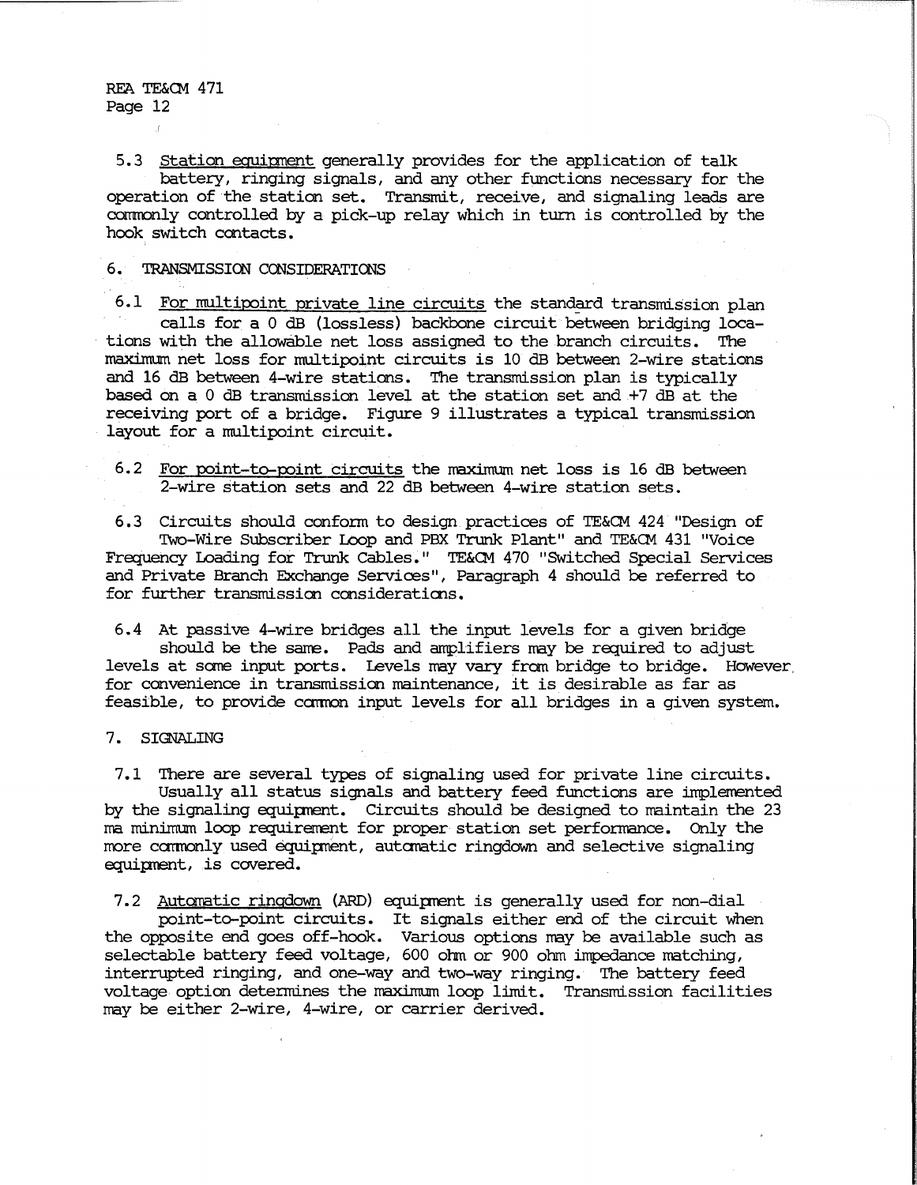5.3 Station equipment generally provides for the application of talk battery, ringing signals, and any other functions necessary for the operation of the station set. Transmit, receive, and signaling leads are commonly controlled by a pick-up relay which in turn is controlled by the hook switch contacts.

## 6. TRANSMISSION CONSIDERATIONS

6.1 For multipoint private line circuits the standard transmission plan calls for a 0 dB (lossless) backbone circuit between bridging locations with the allowable net loss assigned to the branch circuits. The maximum net loss for multipoint circuits is 10 dB between 2-wire stations and 16 dB between 4-wire stations. The transmission plan is typically based on a 0 dB transmission level at the station set and +7 dB at the receiving port of a bridge. Figure 9 illustrates a typical transmission layout for a multipoint circuit.

6.2 For point-to-point circuits the maximum net loss is 16 dB between 2-wire station sets and 22 dB between 4-wire station sets.

6.3 Circuits should conform to design practices of TE&CM 424 "Design of Two-Wire Subscriber Loop and PBX Trunk Plant" and TE&CM 431 "Voice Frequency Loading for Trunk Cables." TE&CM 470 "Switched Special Services and Private Branch Exchange Services", Paragraph 4 should be referred to for further transmission considerations.

6.4 At passive 4-wire bridges all the input levels for a given bridge should be the same. Pads and amplifiers may be required to adjust levels at some input ports. Levels may vary from bridge to bridge. However, for convenience in transmission maintenance, it is desirable as far as feasible, to provide common input levels for all bridges in a given system.

## 7. SIGNALING

7.1 There are several types of signaling used for private line circuits. Usually all status signals and battery feed functions are implemented by the signaling equipment. Circuits should be designed to maintain the 23 ma minimum loop requirement for proper station set performance. Only the more commonly used equipment, automatic ringdown and selective signaling equipment, is covered.

7.2 Automatic ringdown (ARD) equipment is generally used for non-dial point-to-point circuits. It signals either end of the circuit when the opposite end goes off-hook. Various options may be available such as selectable battery feed voltage, 600 ohm or 900 ohm impedance matching, interrupted ringing, and one-way and two-way ringing. The battery feed voltage option determines the maximum loop limit. Transmission facilities may be either 2-wire, 4-wire, or carrier derived.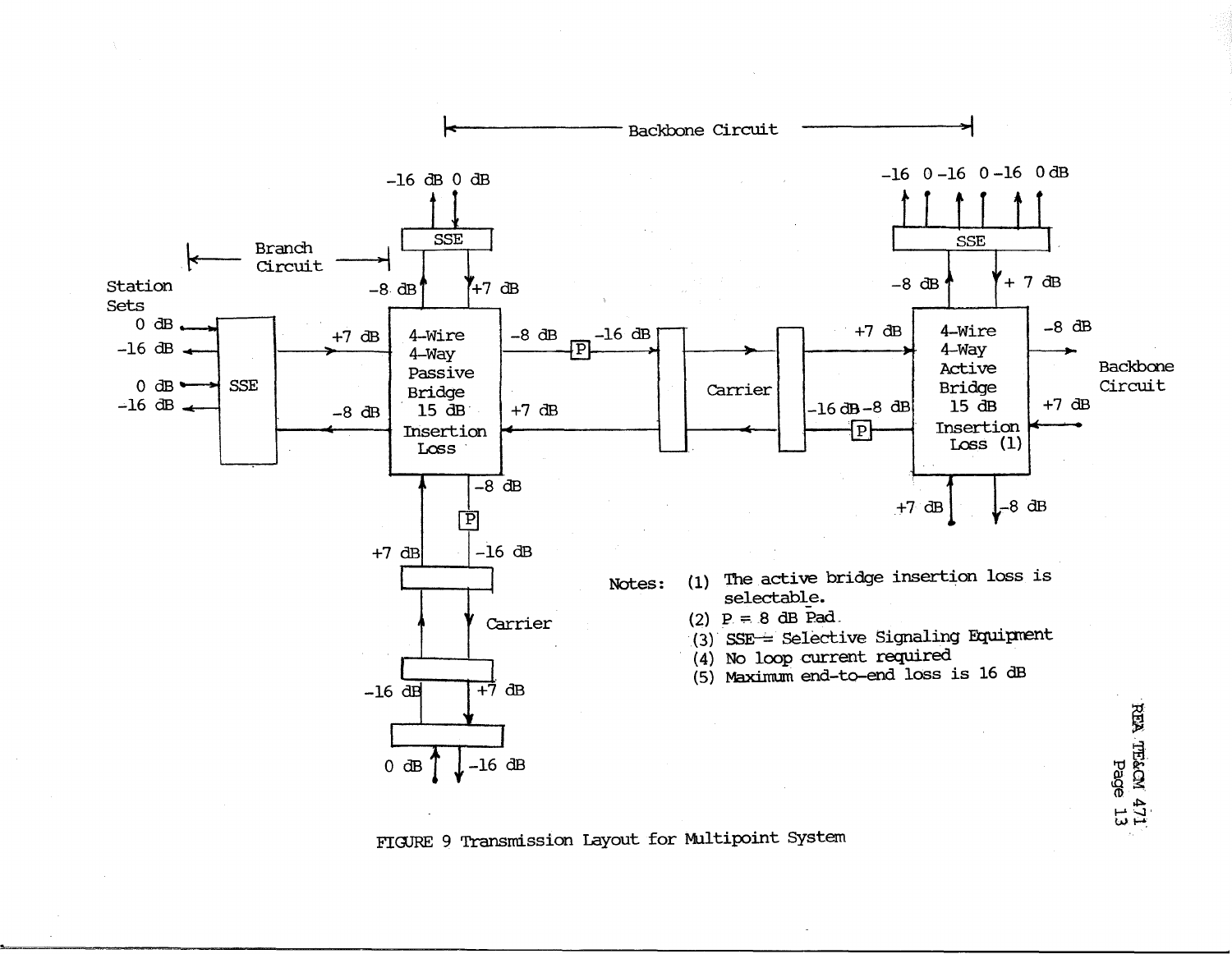Backbone Circuit

Branch Circuit

Station Sets

SSE

4-Wire 4-Way Passive Bridge 15 dB Insertion Loss

Carrier

4-Wire 4-Way Active Bridge 15 dB Insertion Loss (1)

Backbone Circuit

P

Notes:

(1) The active bridge insertion loss is selectable.

(2) P = 8 dB Pad.

(3) SSE = Selective Signaling Equipment

(4) No loop current required

(5) Maximum end-to-end loss is 16 dB

FIGURE 9 Transmission Layout for Multipoint System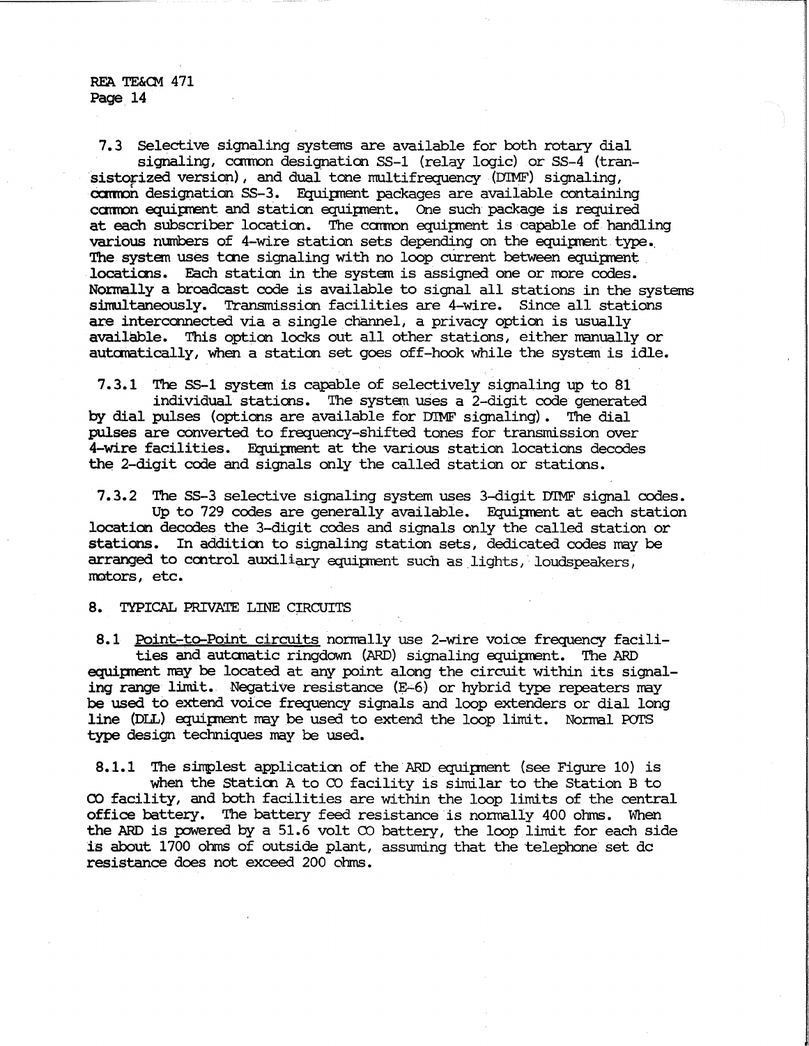7.3 Selective signaling systems are available for both rotary dial signaling, common designation SS-1 (relay logic) or SS-4 (transistorized version), and dual tone multifrequency (DTMF) signaling, common designation SS-3. Equipment packages are available containing common equipment and station equipment. One such package is required at each subscriber location. The common equipment is capable of handling various numbers of 4-wire station sets depending on the equipment type. The system uses tone signaling with no loop current between equipment locations. Each station in the system is assigned one or more codes. Normally a broadcast code is available to signal all stations in the systems simultaneously. Transmission facilities are 4-wire. Since all stations are interconnected via a single channel, a privacy option is usually available. This option locks out all other stations, either manually or automatically, when a station set goes off-hook while the system is idle.

7.3.1 The SS-1 system is capable of selectively signaling up to 81 individual stations. The system uses a 2-digit code generated by dial pulses (options are available for DTMF signaling). The dial pulses are converted to frequency-shifted tones for transmission over 4-wire facilities. Equipment at the various station locations decodes the 2-digit code and signals only the called station or stations.

7.3.2 The SS-3 selective signaling system uses 3-digit DTMF signal codes. Up to 729 codes are generally available. Equipment at each station location decodes the 3-digit codes and signals only the called station or stations. In addition to signaling station sets, dedicated codes may be arranged to control auxiliary equipment such as lights, loudspeakers, motors, etc.

## 8. TYPICAL PRIVATE LINE CIRCUITS

8.1 Point-to-Point circuits normally use 2-wire voice frequency facilities and automatic ringdown (ARD) signaling equipment. The ARD equipment may be located at any point along the circuit within its signaling range limit. Negative resistance (E-6) or hybrid type repeaters may be used to extend voice frequency signals and loop extenders or dial long line (DLL) equipment may be used to extend the loop limit. Normal POTS type design techniques may be used.

8.1.1 The simplest application of the ARD equipment (see Figure 10) is when the Station A to CO facility is similar to the Station B to CO facility, and both facilities are within the loop limits of the central office battery. The battery feed resistance is normally 400 ohms. When the ARD is powered by a 51.6 volt CO battery, the loop limit for each side is about 1700 ohms of outside plant, assuming that the telephone set dc resistance does not exceed 200 ohms.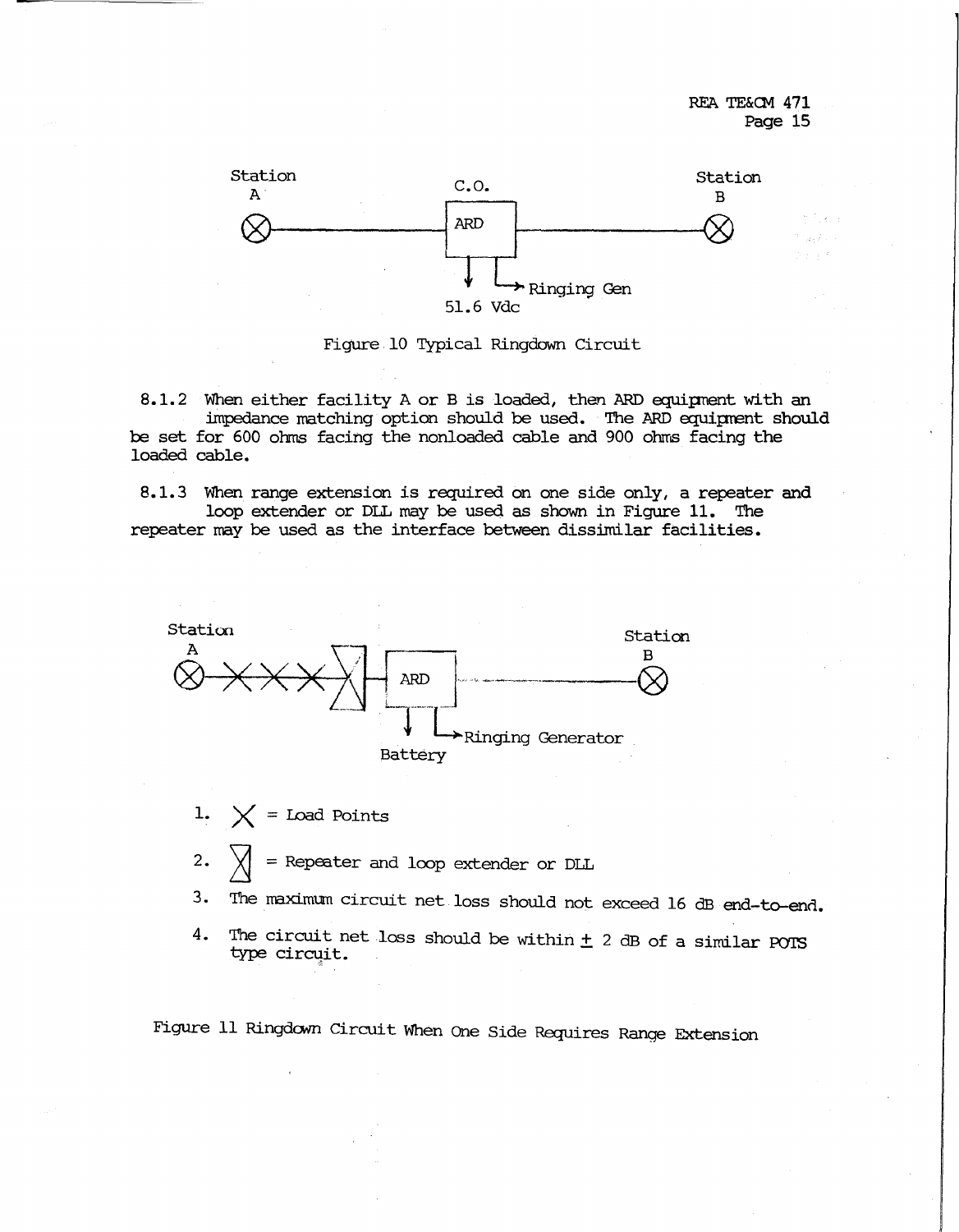Station A

C.O.

ARD

Station B

51.6 Vdc

Ringing Gen

Figure 10 Typical Ringdown Circuit

8.1.2 When either facility A or B is loaded, then ARD equipment with an impedance matching option should be used. The ARD equipment should be set for 600 ohms facing the nonloaded cable and 900 ohms facing the loaded cable.

8.1.3 When range extension is required on one side only, a repeater and loop extender or DLL may be used as shown in Figure 11. The repeater may be used as the interface between dissimilar facilities.

Station A

ARD

Station B

Battery

Ringing Generator

1. X = Load Points
2. ⊠ = Repeater and loop extender or DLL
3. The maximum circuit net loss should not exceed 16 dB end-to-end.
4. The circuit net loss should be within ± 2 dB of a similar POTS type circuit.

Figure 11 Ringdown Circuit When One Side Requires Range Extension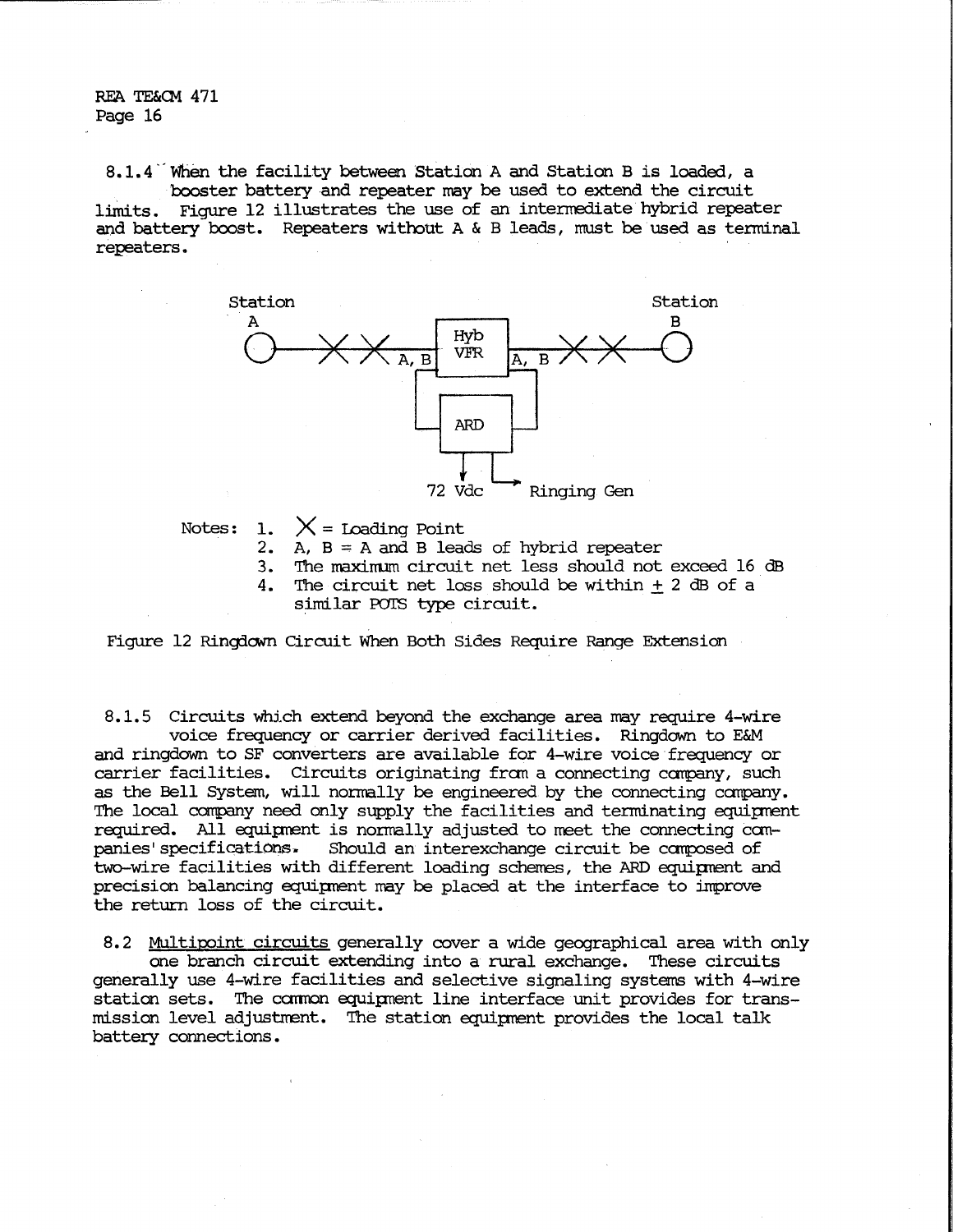8.1.4 When the facility between Station A and Station B is loaded, a booster battery and repeater may be used to extend the circuit limits. Figure 12 illustrates the use of an intermediate hybrid repeater and battery boost. Repeaters without A & B leads, must be used as terminal repeaters.

Notes:
1. X = Loading Point
2. A, B = A and B leads of hybrid repeater
3. The maximum circuit net less should not exceed 16 dB
4. The circuit net loss should be within ± 2 dB of a similar POTS type circuit.

Figure 12 Ringdown Circuit When Both Sides Require Range Extension

8.1.5 Circuits which extend beyond the exchange area may require 4-wire voice frequency or carrier derived facilities. Ringdown to E&M and ringdown to SF converters are available for 4-wire voice frequency or carrier facilities. Circuits originating from a connecting company, such as the Bell System, will normally be engineered by the connecting company. The local company need only supply the facilities and terminating equipment required. All equipment is normally adjusted to meet the connecting companies' specifications. Should an interexchange circuit be composed of two-wire facilities with different loading schemes, the ARD equipment and precision balancing equipment may be placed at the interface to improve the return loss of the circuit.

8.2 Multipoint circuits generally cover a wide geographical area with only one branch circuit extending into a rural exchange. These circuits generally use 4-wire facilities and selective signaling systems with 4-wire station sets. The common equipment line interface unit provides for transmission level adjustment. The station equipment provides the local talk battery connections.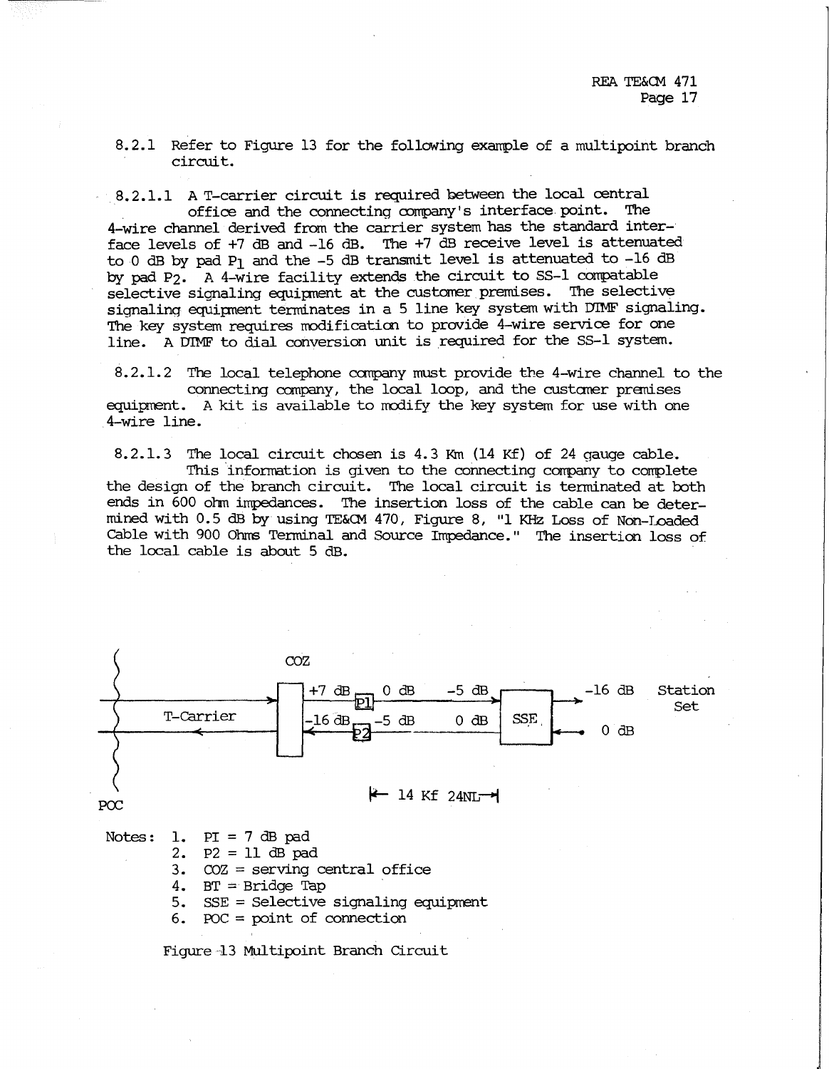8.2.1 Refer to Figure 13 for the following example of a multipoint branch circuit.

8.2.1.1 A T-carrier circuit is required between the local central office and the connecting company's interface point. The 4-wire channel derived from the carrier system has the standard interface levels of +7 dB and -16 dB. The +7 dB receive level is attenuated to 0 dB by pad $P_1$ and the -5 dB transmit level is attenuated to -16 dB by pad $P_2$. A 4-wire facility extends the circuit to SS-1 compatable selective signaling equipment at the customer premises. The selective signaling equipment terminates in a 5 line key system with DTMF signaling. The key system requires modification to provide 4-wire service for one line. A DTMF to dial conversion unit is required for the SS-1 system.

8.2.1.2 The local telephone company must provide the 4-wire channel to the connecting company, the local loop, and the customer premises equipment. A kit is available to modify the key system for use with one 4-wire line.

8.2.1.3 The local circuit chosen is 4.3 Km (14 Kf) of 24 gauge cable. This information is given to the connecting company to complete the design of the branch circuit. The local circuit is terminated at both ends in 600 ohm impedances. The insertion loss of the cable can be determined with 0.5 dB by using TE&CM 470, Figure 8, "1 KHz Loss of Non-Loaded Cable with 900 Ohms Terminal and Source Impedance." The insertion loss of the local cable is about 5 dB.

COZ

T-Carrier — +7 dB — P1 — 0 dB — -5 dB — SSE — -16 dB — Station Set

-16 dB — P2 — -5 dB — 0 dB — SSE — 0 dB

POC

← 14 Kf 24NL →

Notes:
1. PI = 7 dB pad
2. P2 = 11 dB pad
3. COZ = serving central office
4. BT = Bridge Tap
5. SSE = Selective signaling equipment
6. POC = point of connection

Figure 13 Multipoint Branch Circuit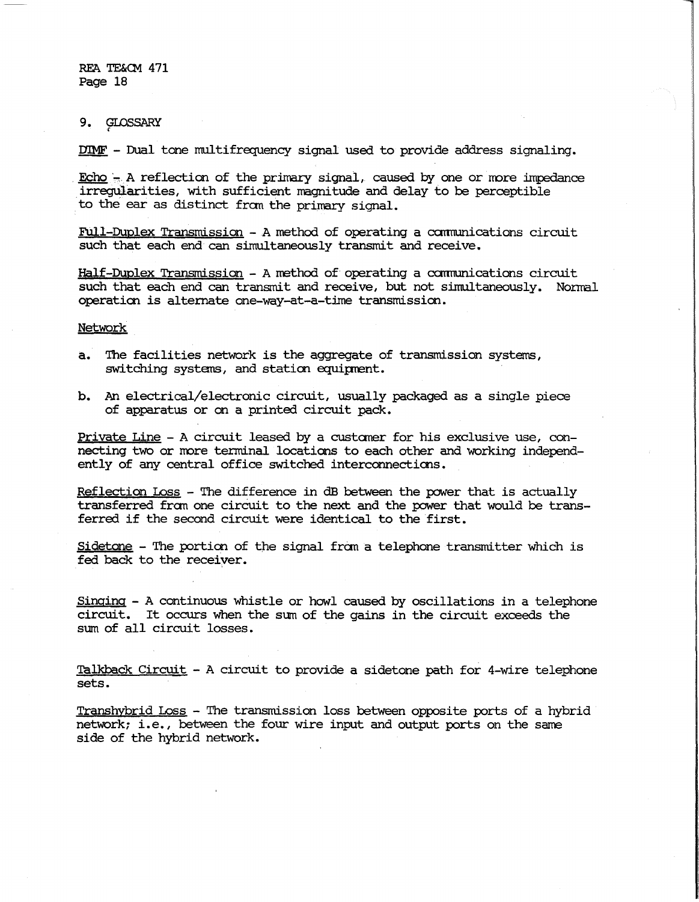## 9. GLOSSARY

DTMF - Dual tone multifrequency signal used to provide address signaling.

Echo - A reflection of the primary signal, caused by one or more impedance irregularities, with sufficient magnitude and delay to be perceptible to the ear as distinct from the primary signal.

Full-Duplex Transmission - A method of operating a communications circuit such that each end can simultaneously transmit and receive.

Half-Duplex Transmission - A method of operating a communications circuit such that each end can transmit and receive, but not simultaneously. Normal operation is alternate one-way-at-a-time transmission.

Network

a. The facilities network is the aggregate of transmission systems, switching systems, and station equipment.

b. An electrical/electronic circuit, usually packaged as a single piece of apparatus or on a printed circuit pack.

Private Line - A circuit leased by a customer for his exclusive use, connecting two or more terminal locations to each other and working independently of any central office switched interconnections.

Reflection Loss - The difference in dB between the power that is actually transferred from one circuit to the next and the power that would be transferred if the second circuit were identical to the first.

Sidetone - The portion of the signal from a telephone transmitter which is fed back to the receiver.

Singing - A continuous whistle or howl caused by oscillations in a telephone circuit. It occurs when the sum of the gains in the circuit exceeds the sum of all circuit losses.

Talkback Circuit - A circuit to provide a sidetone path for 4-wire telephone sets.

Transhybrid Loss - The transmission loss between opposite ports of a hybrid network; i.e., between the four wire input and output ports on the same side of the hybrid network.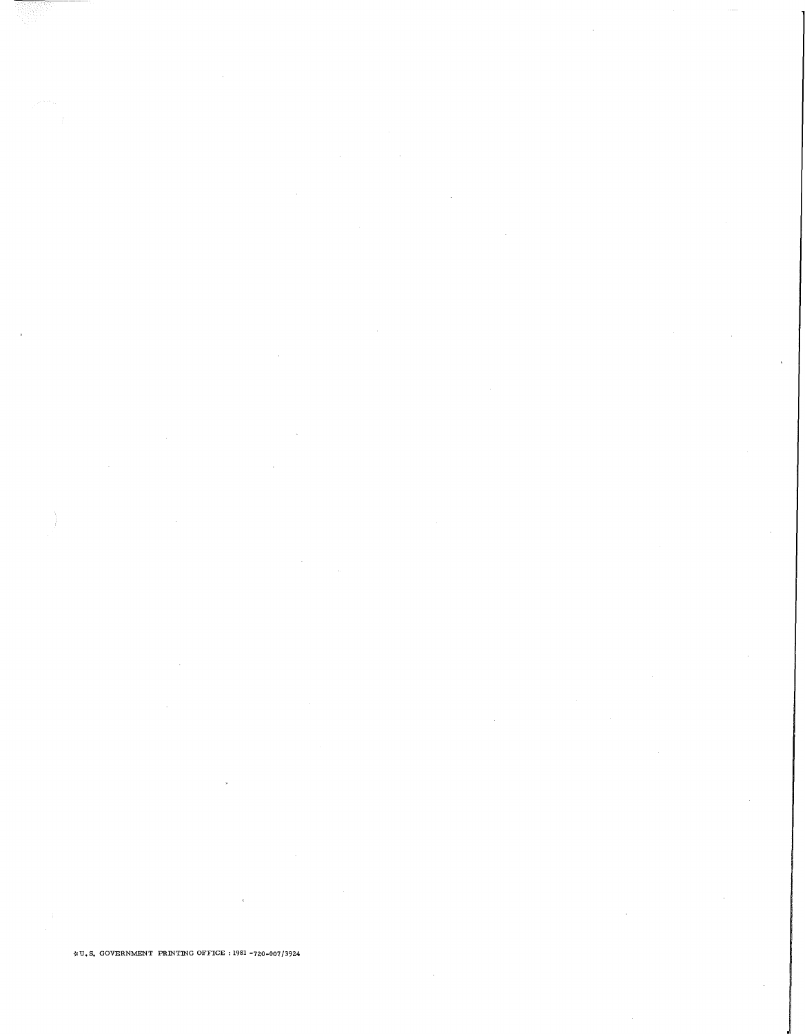☆U.S. GOVERNMENT PRINTING OFFICE : 1981 -720-007/3924